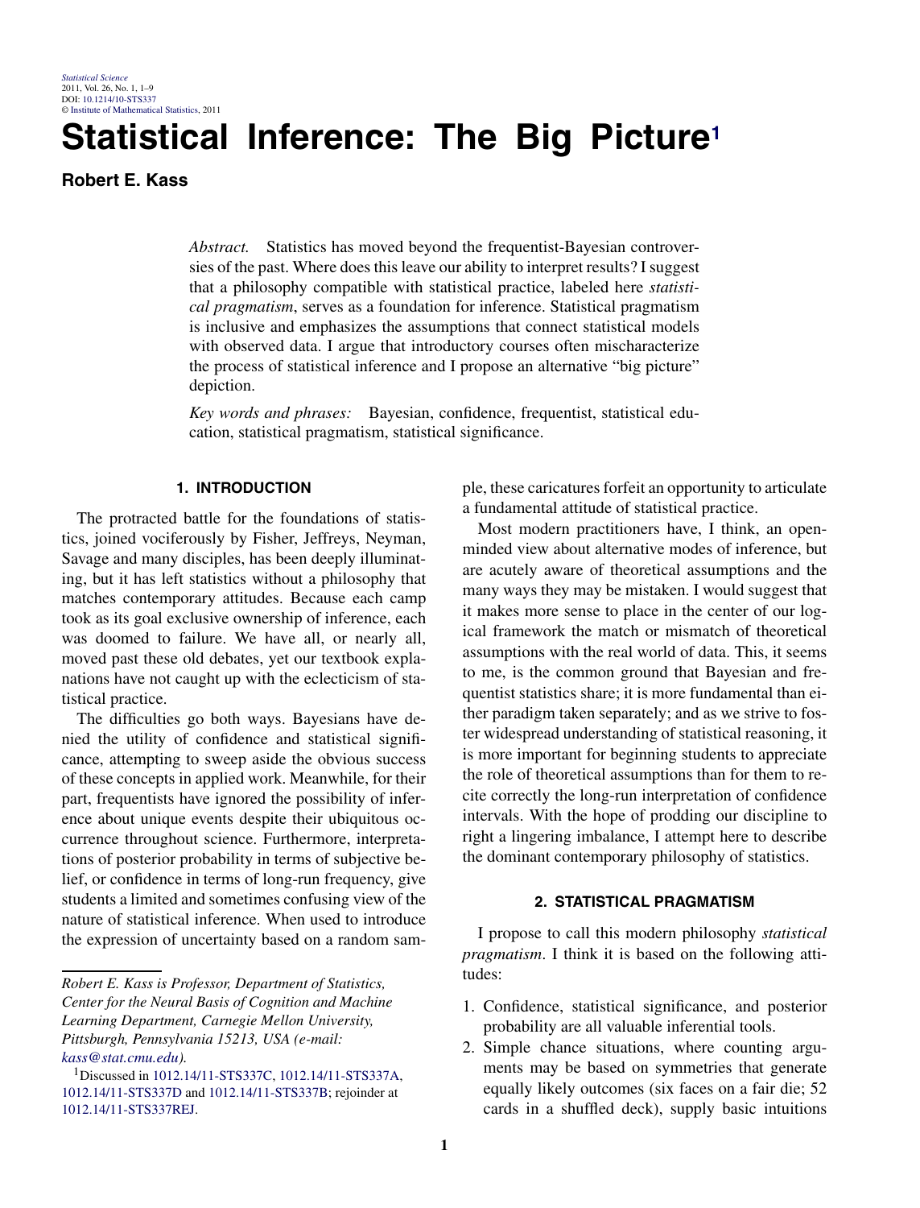# Statistical Inference: The Big Picture[1]

**Robert E. Kass**

*Abstract.* Statistics has moved beyond the frequentist-Bayesian controversies of the past. Where does this leave our ability to interpret results? I suggest that a philosophy compatible with statistical practice, labeled here *statistical pragmatism*, serves as a foundation for inference. Statistical pragmatism is inclusive and emphasizes the assumptions that connect statistical models with observed data. I argue that introductory courses often mischaracterize the process of statistical inference and I propose an alternative "big picture" depiction.

*Key words and phrases:* Bayesian, confidence, frequentist, statistical education, statistical pragmatism, statistical significance.

## 1. INTRODUCTION

The protracted battle for the foundations of statistics, joined vociferously by Fisher, Jeffreys, Neyman, Savage and many disciples, has been deeply illuminating, but it has left statistics without a philosophy that matches contemporary attitudes. Because each camp took as its goal exclusive ownership of inference, each was doomed to failure. We have all, or nearly all, moved past these old debates, yet our textbook explanations have not caught up with the eclecticism of statistical practice.

The difficulties go both ways. Bayesians have denied the utility of confidence and statistical significance, attempting to sweep aside the obvious success of these concepts in applied work. Meanwhile, for their part, frequentists have ignored the possibility of inference about unique events despite their ubiquitous occurrence throughout science. Furthermore, interpretations of posterior probability in terms of subjective belief, or confidence in terms of long-run frequency, give students a limited and sometimes confusing view of the nature of statistical inference. When used to introduce the expression of uncertainty based on a random sample, these caricatures forfeit an opportunity to articulate a fundamental attitude of statistical practice.

Most modern practitioners have, I think, an open-minded view about alternative modes of inference, but are acutely aware of theoretical assumptions and the many ways they may be mistaken. I would suggest that it makes more sense to place in the center of our logical framework the match or mismatch of theoretical assumptions with the real world of data. This, it seems to me, is the common ground that Bayesian and frequentist statistics share; it is more fundamental than either paradigm taken separately; and as we strive to foster widespread understanding of statistical reasoning, it is more important for beginning students to appreciate the role of theoretical assumptions than for them to recite correctly the long-run interpretation of confidence intervals. With the hope of prodding our discipline to right a lingering imbalance, I attempt here to describe the dominant contemporary philosophy of statistics.

## 2. STATISTICAL PRAGMATISM

I propose to call this modern philosophy *statistical pragmatism*. I think it is based on the following attitudes:

1. Confidence, statistical significance, and posterior probability are all valuable inferential tools.
2. Simple chance situations, where counting arguments may be based on symmetries that generate equally likely outcomes (six faces on a fair die; 52 cards in a shuffled deck), supply basic intuitions

---

*Robert E. Kass is Professor, Department of Statistics, Center for the Neural Basis of Cognition and Machine Learning Department, Carnegie Mellon University, Pittsburgh, Pennsylvania 15213, USA (e-mail: kass@stat.cmu.edu).*

[1] Discussed in 1012.14/11-STS337C, 1012.14/11-STS337A, 1012.14/11-STS337D and 1012.14/11-STS337B; rejoinder at 1012.14/11-STS337REJ.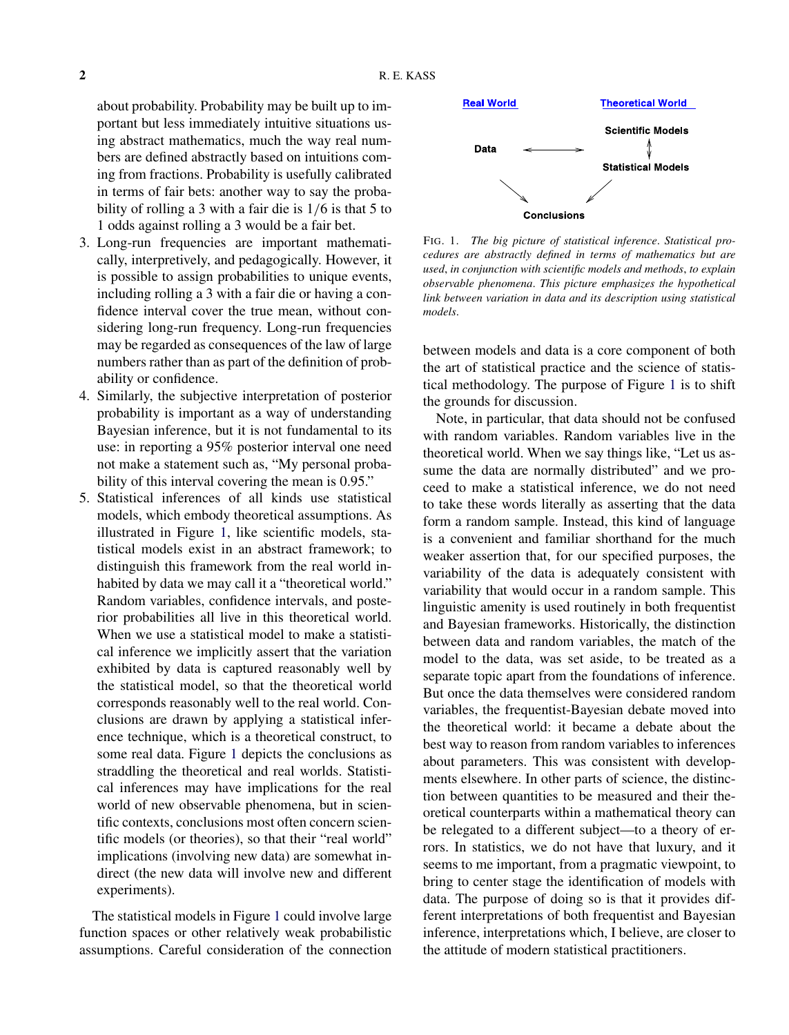about probability. Probability may be built up to important but less immediately intuitive situations using abstract mathematics, much the way real numbers are defined abstractly based on intuitions coming from fractions. Probability is usefully calibrated in terms of fair bets: another way to say the probability of rolling a 3 with a fair die is $1/6$ is that 5 to 1 odds against rolling a 3 would be a fair bet.

3. Long-run frequencies are important mathematically, interpretively, and pedagogically. However, it is possible to assign probabilities to unique events, including rolling a 3 with a fair die or having a confidence interval cover the true mean, without considering long-run frequency. Long-run frequencies may be regarded as consequences of the law of large numbers rather than as part of the definition of probability or confidence.
4. Similarly, the subjective interpretation of posterior probability is important as a way of understanding Bayesian inference, but it is not fundamental to its use: in reporting a 95% posterior interval one need not make a statement such as, "My personal probability of this interval covering the mean is 0.95."
5. Statistical inferences of all kinds use statistical models, which embody theoretical assumptions. As illustrated in Figure 1, like scientific models, statistical models exist in an abstract framework; to distinguish this framework from the real world inhabited by data we may call it a "theoretical world." Random variables, confidence intervals, and posterior probabilities all live in this theoretical world. When we use a statistical model to make a statistical inference we implicitly assert that the variation exhibited by data is captured reasonably well by the statistical model, so that the theoretical world corresponds reasonably well to the real world. Conclusions are drawn by applying a statistical inference technique, which is a theoretical construct, to some real data. Figure 1 depicts the conclusions as straddling the theoretical and real worlds. Statistical inferences may have implications for the real world of new observable phenomena, but in scientific contexts, conclusions most often concern scientific models (or theories), so that their "real world" implications (involving new data) are somewhat indirect (the new data will involve new and different experiments).

The statistical models in Figure 1 could involve large function spaces or other relatively weak probabilistic assumptions. Careful consideration of the connection between models and data is a core component of both the art of statistical practice and the science of statistical methodology. The purpose of Figure 1 is to shift the grounds for discussion.

Real World

Theoretical World

Scientific Models

Data

Statistical Models

Conclusions

FIG. 1. *The big picture of statistical inference. Statistical procedures are abstractly defined in terms of mathematics but are used, in conjunction with scientific models and methods, to explain observable phenomena. This picture emphasizes the hypothetical link between variation in data and its description using statistical models.*

Note, in particular, that data should not be confused with random variables. Random variables live in the theoretical world. When we say things like, "Let us assume the data are normally distributed" and we proceed to make a statistical inference, we do not need to take these words literally as asserting that the data form a random sample. Instead, this kind of language is a convenient and familiar shorthand for the much weaker assertion that, for our specified purposes, the variability of the data is adequately consistent with variability that would occur in a random sample. This linguistic amenity is used routinely in both frequentist and Bayesian frameworks. Historically, the distinction between data and random variables, the match of the model to the data, was set aside, to be treated as a separate topic apart from the foundations of inference. But once the data themselves were considered random variables, the frequentist-Bayesian debate moved into the theoretical world: it became a debate about the best way to reason from random variables to inferences about parameters. This was consistent with developments elsewhere. In other parts of science, the distinction between quantities to be measured and their theoretical counterparts within a mathematical theory can be relegated to a different subject—to a theory of errors. In statistics, we do not have that luxury, and it seems to me important, from a pragmatic viewpoint, to bring to center stage the identification of models with data. The purpose of doing so is that it provides different interpretations of both frequentist and Bayesian inference, interpretations which, I believe, are closer to the attitude of modern statistical practitioners.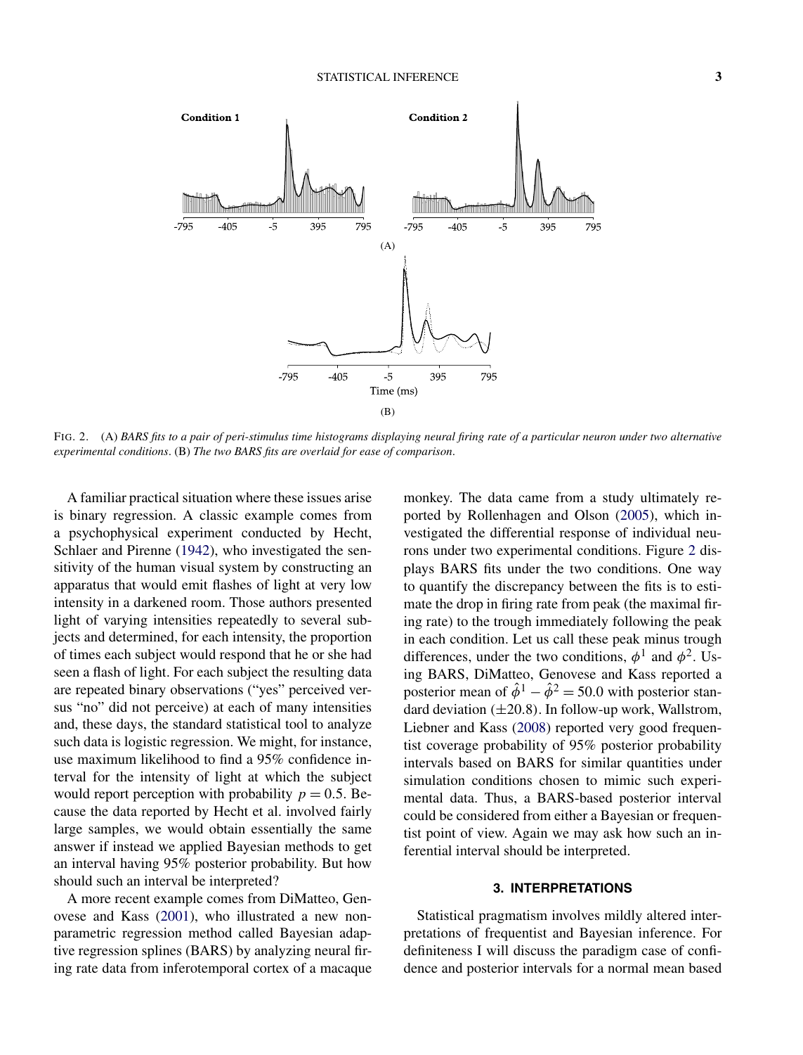FIG. 2. (A) *BARS fits to a pair of peri-stimulus time histograms displaying neural firing rate of a particular neuron under two alternative experimental conditions*. (B) *The two BARS fits are overlaid for ease of comparison*.

A familiar practical situation where these issues arise is binary regression. A classic example comes from a psychophysical experiment conducted by Hecht, Schlaer and Pirenne (1942), who investigated the sensitivity of the human visual system by constructing an apparatus that would emit flashes of light at very low intensity in a darkened room. Those authors presented light of varying intensities repeatedly to several subjects and determined, for each intensity, the proportion of times each subject would respond that he or she had seen a flash of light. For each subject the resulting data are repeated binary observations ("yes" perceived versus "no" did not perceive) at each of many intensities and, these days, the standard statistical tool to analyze such data is logistic regression. We might, for instance, use maximum likelihood to find a 95% confidence interval for the intensity of light at which the subject would report perception with probability $p = 0.5$. Because the data reported by Hecht et al. involved fairly large samples, we would obtain essentially the same answer if instead we applied Bayesian methods to get an interval having 95% posterior probability. But how should such an interval be interpreted?

A more recent example comes from DiMatteo, Genovese and Kass (2001), who illustrated a new nonparametric regression method called Bayesian adaptive regression splines (BARS) by analyzing neural firing rate data from inferotemporal cortex of a macaque monkey. The data came from a study ultimately reported by Rollenhagen and Olson (2005), which investigated the differential response of individual neurons under two experimental conditions. Figure 2 displays BARS fits under the two conditions. One way to quantify the discrepancy between the fits is to estimate the drop in firing rate from peak (the maximal firing rate) to the trough immediately following the peak in each condition. Let us call these peak minus trough differences, under the two conditions, $\phi^1$ and $\phi^2$. Using BARS, DiMatteo, Genovese and Kass reported a posterior mean of $\hat{\phi}^1 - \hat{\phi}^2 = 50.0$ with posterior standard deviation $(\pm 20.8)$. In follow-up work, Wallstrom, Liebner and Kass (2008) reported very good frequentist coverage probability of 95% posterior probability intervals based on BARS for similar quantities under simulation conditions chosen to mimic such experimental data. Thus, a BARS-based posterior interval could be considered from either a Bayesian or frequentist point of view. Again we may ask how such an inferential interval should be interpreted.

## 3. INTERPRETATIONS

Statistical pragmatism involves mildly altered interpretations of frequentist and Bayesian inference. For definiteness I will discuss the paradigm case of confidence and posterior intervals for a normal mean based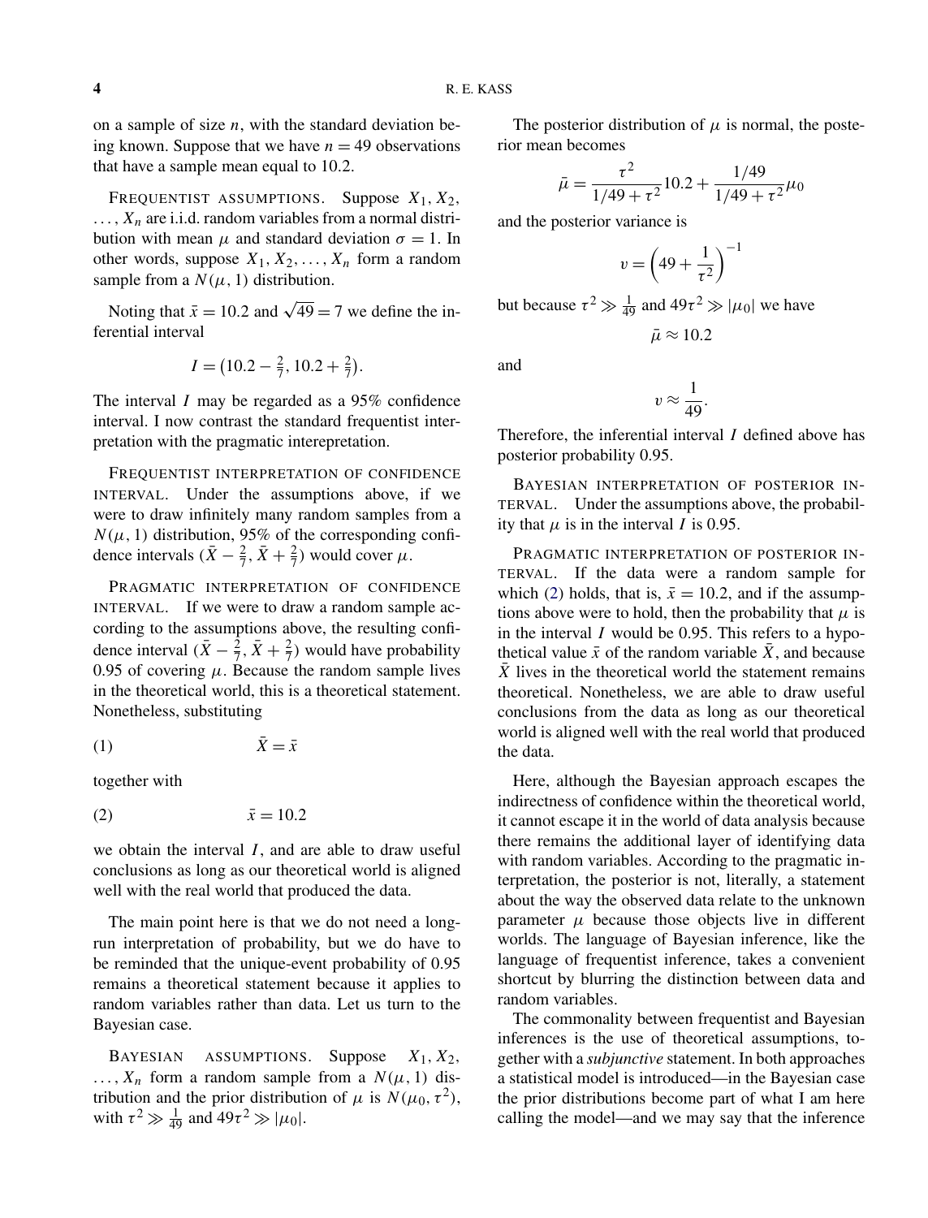on a sample of size $n$, with the standard deviation being known. Suppose that we have $n = 49$ observations that have a sample mean equal to 10.2.

FREQUENTIST ASSUMPTIONS. Suppose $X_1, X_2, \dots, X_n$ are i.i.d. random variables from a normal distribution with mean $\mu$ and standard deviation $\sigma = 1$. In other words, suppose $X_1, X_2, \dots, X_n$ form a random sample from a $N(\mu, 1)$ distribution.

Noting that $\bar{x} = 10.2$ and $\sqrt{49} = 7$ we define the inferential interval

$$I = \left(10.2 - \tfrac{2}{7}, 10.2 + \tfrac{2}{7}\right).$$

The interval $I$ may be regarded as a 95% confidence interval. I now contrast the standard frequentist interpretation with the pragmatic interepretation.

FREQUENTIST INTERPRETATION OF CONFIDENCE INTERVAL. Under the assumptions above, if we were to draw infinitely many random samples from a $N(\mu, 1)$ distribution, 95% of the corresponding confidence intervals $(\bar{X} - \frac{2}{7}, \bar{X} + \frac{2}{7})$ would cover $\mu$.

PRAGMATIC INTERPRETATION OF CONFIDENCE INTERVAL. If we were to draw a random sample according to the assumptions above, the resulting confidence interval $(\bar{X} - \frac{2}{7}, \bar{X} + \frac{2}{7})$ would have probability 0.95 of covering $\mu$. Because the random sample lives in the theoretical world, this is a theoretical statement. Nonetheless, substituting

$$\bar{X} = \bar{x} \tag{1}$$

together with

$$\bar{x} = 10.2 \tag{2}$$

we obtain the interval $I$, and are able to draw useful conclusions as long as our theoretical world is aligned well with the real world that produced the data.

The main point here is that we do not need a long-run interpretation of probability, but we do have to be reminded that the unique-event probability of 0.95 remains a theoretical statement because it applies to random variables rather than data. Let us turn to the Bayesian case.

BAYESIAN ASSUMPTIONS. Suppose $X_1, X_2, \dots, X_n$ form a random sample from a $N(\mu, 1)$ distribution and the prior distribution of $\mu$ is $N(\mu_0, \tau^2)$, with $\tau^2 \gg \frac{1}{49}$ and $49\tau^2 \gg |\mu_0|$.

The posterior distribution of $\mu$ is normal, the posterior mean becomes

$$\bar{\mu} = \frac{\tau^2}{1/49 + \tau^2} 10.2 + \frac{1/49}{1/49 + \tau^2} \mu_0$$

and the posterior variance is

$$v = \left(49 + \frac{1}{\tau^2}\right)^{-1}$$

but because $\tau^2 \gg \frac{1}{49}$ and $49\tau^2 \gg |\mu_0|$ we have

$$\bar{\mu} \approx 10.2$$

and

$$v \approx \frac{1}{49}.$$

Therefore, the inferential interval $I$ defined above has posterior probability 0.95.

BAYESIAN INTERPRETATION OF POSTERIOR INTERVAL. Under the assumptions above, the probability that $\mu$ is in the interval $I$ is 0.95.

PRAGMATIC INTERPRETATION OF POSTERIOR INTERVAL. If the data were a random sample for which (2) holds, that is, $\bar{x} = 10.2$, and if the assumptions above were to hold, then the probability that $\mu$ is in the interval $I$ would be 0.95. This refers to a hypothetical value $\bar{x}$ of the random variable $\bar{X}$, and because $\bar{X}$ lives in the theoretical world the statement remains theoretical. Nonetheless, we are able to draw useful conclusions from the data as long as our theoretical world is aligned well with the real world that produced the data.

Here, although the Bayesian approach escapes the indirectness of confidence within the theoretical world, it cannot escape it in the world of data analysis because there remains the additional layer of identifying data with random variables. According to the pragmatic interpretation, the posterior is not, literally, a statement about the way the observed data relate to the unknown parameter $\mu$ because those objects live in different worlds. The language of Bayesian inference, like the language of frequentist inference, takes a convenient shortcut by blurring the distinction between data and random variables.

The commonality between frequentist and Bayesian inferences is the use of theoretical assumptions, together with a *subjunctive* statement. In both approaches a statistical model is introduced—in the Bayesian case the prior distributions become part of what I am here calling the model—and we may say that the inference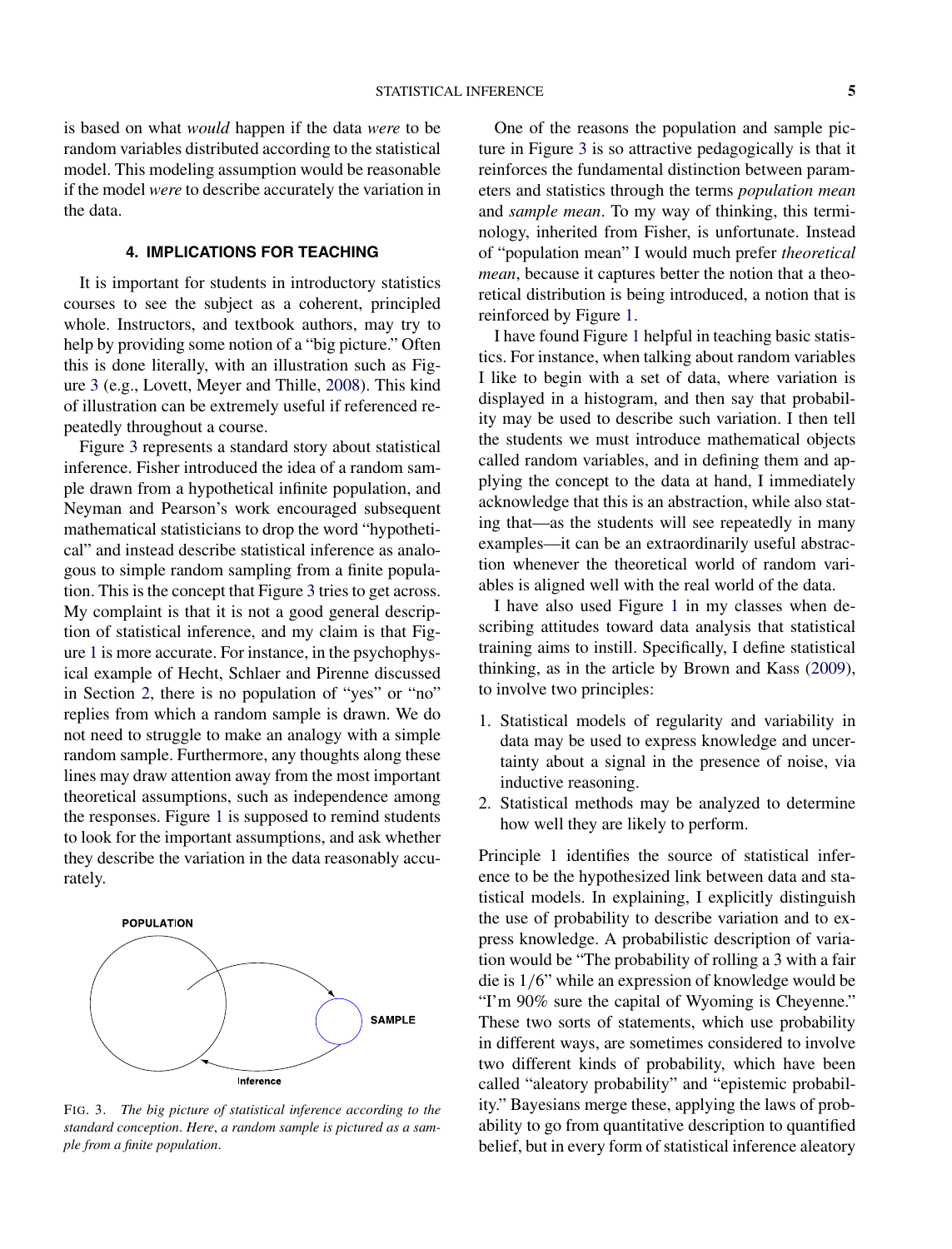is based on what *would* happen if the data *were* to be random variables distributed according to the statistical model. This modeling assumption would be reasonable if the model *were* to describe accurately the variation in the data.

## 4. IMPLICATIONS FOR TEACHING

It is important for students in introductory statistics courses to see the subject as a coherent, principled whole. Instructors, and textbook authors, may try to help by providing some notion of a "big picture." Often this is done literally, with an illustration such as Figure 3 (e.g., Lovett, Meyer and Thille, 2008). This kind of illustration can be extremely useful if referenced repeatedly throughout a course.

Figure 3 represents a standard story about statistical inference. Fisher introduced the idea of a random sample drawn from a hypothetical infinite population, and Neyman and Pearson's work encouraged subsequent mathematical statisticians to drop the word "hypothetical" and instead describe statistical inference as analogous to simple random sampling from a finite population. This is the concept that Figure 3 tries to get across. My complaint is that it is not a good general description of statistical inference, and my claim is that Figure 1 is more accurate. For instance, in the psychophysical example of Hecht, Schlaer and Pirenne discussed in Section 2, there is no population of "yes" or "no" replies from which a random sample is drawn. We do not need to struggle to make an analogy with a simple random sample. Furthermore, any thoughts along these lines may draw attention away from the most important theoretical assumptions, such as independence among the responses. Figure 1 is supposed to remind students to look for the important assumptions, and ask whether they describe the variation in the data reasonably accurately.

FIG. 3. *The big picture of statistical inference according to the standard conception. Here, a random sample is pictured as a sample from a finite population.*

One of the reasons the population and sample picture in Figure 3 is so attractive pedagogically is that it reinforces the fundamental distinction between parameters and statistics through the terms *population mean* and *sample mean*. To my way of thinking, this terminology, inherited from Fisher, is unfortunate. Instead of "population mean" I would much prefer *theoretical mean*, because it captures better the notion that a theoretical distribution is being introduced, a notion that is reinforced by Figure 1.

I have found Figure 1 helpful in teaching basic statistics. For instance, when talking about random variables I like to begin with a set of data, where variation is displayed in a histogram, and then say that probability may be used to describe such variation. I then tell the students we must introduce mathematical objects called random variables, and in defining them and applying the concept to the data at hand, I immediately acknowledge that this is an abstraction, while also stating that—as the students will see repeatedly in many examples—it can be an extraordinarily useful abstraction whenever the theoretical world of random variables is aligned well with the real world of the data.

I have also used Figure 1 in my classes when describing attitudes toward data analysis that statistical training aims to instill. Specifically, I define statistical thinking, as in the article by Brown and Kass (2009), to involve two principles:

1. Statistical models of regularity and variability in data may be used to express knowledge and uncertainty about a signal in the presence of noise, via inductive reasoning.
2. Statistical methods may be analyzed to determine how well they are likely to perform.

Principle 1 identifies the source of statistical inference to be the hypothesized link between data and statistical models. In explaining, I explicitly distinguish the use of probability to describe variation and to express knowledge. A probabilistic description of variation would be "The probability of rolling a 3 with a fair die is $1/6$" while an expression of knowledge would be "I'm 90% sure the capital of Wyoming is Cheyenne." These two sorts of statements, which use probability in different ways, are sometimes considered to involve two different kinds of probability, which have been called "aleatory probability" and "epistemic probability." Bayesians merge these, applying the laws of probability to go from quantitative description to quantified belief, but in every form of statistical inference aleatory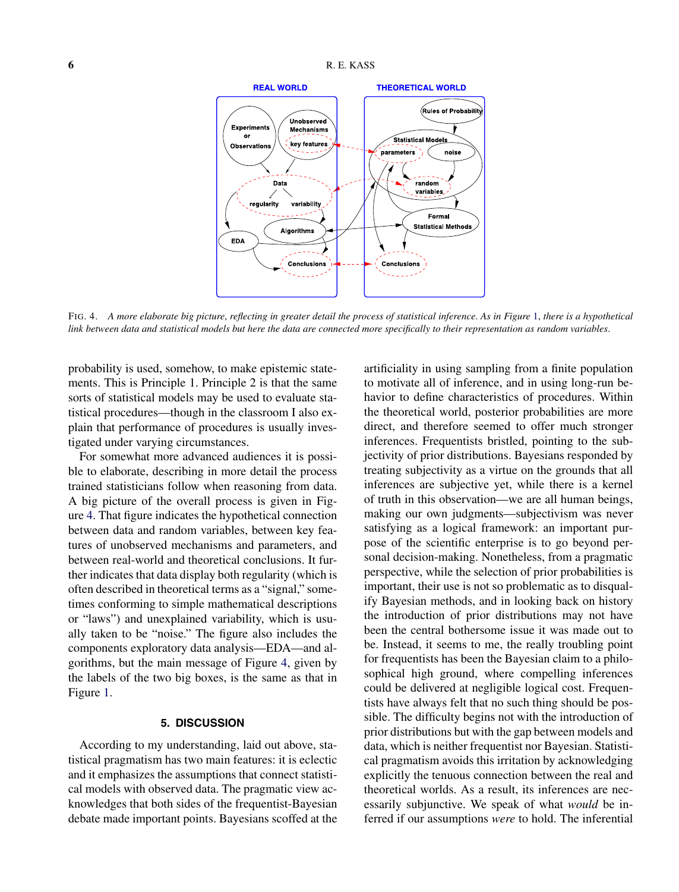REAL WORLD

THEORETICAL WORLD

Experiments or Observations

Unobserved Mechanisms

key features

Rules of Probability

Statistical Models

parameters

noise

random variables

Data

regularity

variability

Algorithms

EDA

Formal Statistical Methods

Conclusions

Conclusions

FIG. 4. *A more elaborate big picture, reflecting in greater detail the process of statistical inference. As in Figure 1, there is a hypothetical link between data and statistical models but here the data are connected more specifically to their representation as random variables.*

probability is used, somehow, to make epistemic statements. This is Principle 1. Principle 2 is that the same sorts of statistical models may be used to evaluate statistical procedures—though in the classroom I also explain that performance of procedures is usually investigated under varying circumstances.

For somewhat more advanced audiences it is possible to elaborate, describing in more detail the process trained statisticians follow when reasoning from data. A big picture of the overall process is given in Figure 4. That figure indicates the hypothetical connection between data and random variables, between key features of unobserved mechanisms and parameters, and between real-world and theoretical conclusions. It further indicates that data display both regularity (which is often described in theoretical terms as a "signal," sometimes conforming to simple mathematical descriptions or "laws") and unexplained variability, which is usually taken to be "noise." The figure also includes the components exploratory data analysis—EDA—and algorithms, but the main message of Figure 4, given by the labels of the two big boxes, is the same as that in Figure 1.

## 5. DISCUSSION

According to my understanding, laid out above, statistical pragmatism has two main features: it is eclectic and it emphasizes the assumptions that connect statistical models with observed data. The pragmatic view acknowledges that both sides of the frequentist-Bayesian debate made important points. Bayesians scoffed at the artificiality in using sampling from a finite population to motivate all of inference, and in using long-run behavior to define characteristics of procedures. Within the theoretical world, posterior probabilities are more direct, and therefore seemed to offer much stronger inferences. Frequentists bristled, pointing to the subjectivity of prior distributions. Bayesians responded by treating subjectivity as a virtue on the grounds that all inferences are subjective yet, while there is a kernel of truth in this observation—we are all human beings, making our own judgments—subjectivism was never satisfying as a logical framework: an important purpose of the scientific enterprise is to go beyond personal decision-making. Nonetheless, from a pragmatic perspective, while the selection of prior probabilities is important, their use is not so problematic as to disqualify Bayesian methods, and in looking back on history the introduction of prior distributions may not have been the central bothersome issue it was made out to be. Instead, it seems to me, the really troubling point for frequentists has been the Bayesian claim to a philosophical high ground, where compelling inferences could be delivered at negligible logical cost. Frequentists have always felt that no such thing should be possible. The difficulty begins not with the introduction of prior distributions but with the gap between models and data, which is neither frequentist nor Bayesian. Statistical pragmatism avoids this irritation by acknowledging explicitly the tenuous connection between the real and theoretical worlds. As a result, its inferences are necessarily subjunctive. We speak of what *would* be inferred if our assumptions *were* to hold. The inferential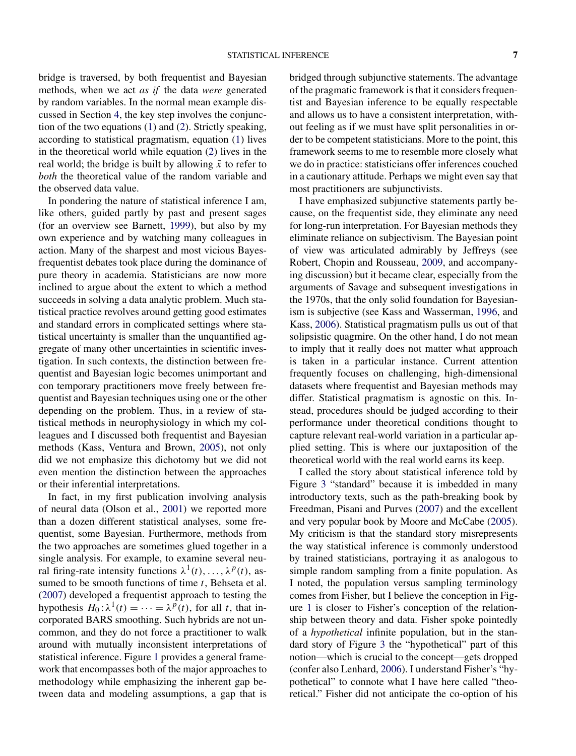bridge is traversed, by both frequentist and Bayesian methods, when we act *as if* the data *were* generated by random variables. In the normal mean example discussed in Section 4, the key step involves the conjunction of the two equations (1) and (2). Strictly speaking, according to statistical pragmatism, equation (1) lives in the theoretical world while equation (2) lives in the real world; the bridge is built by allowing $\bar{x}$ to refer to *both* the theoretical value of the random variable and the observed data value.

In pondering the nature of statistical inference I am, like others, guided partly by past and present sages (for an overview see Barnett, 1999), but also by my own experience and by watching many colleagues in action. Many of the sharpest and most vicious Bayes-frequentist debates took place during the dominance of pure theory in academia. Statisticians are now more inclined to argue about the extent to which a method succeeds in solving a data analytic problem. Much statistical practice revolves around getting good estimates and standard errors in complicated settings where statistical uncertainty is smaller than the unquantified aggregate of many other uncertainties in scientific investigation. In such contexts, the distinction between frequentist and Bayesian logic becomes unimportant and con temporary practitioners move freely between frequentist and Bayesian techniques using one or the other depending on the problem. Thus, in a review of statistical methods in neurophysiology in which my colleagues and I discussed both frequentist and Bayesian methods (Kass, Ventura and Brown, 2005), not only did we not emphasize this dichotomy but we did not even mention the distinction between the approaches or their inferential interpretations.

In fact, in my first publication involving analysis of neural data (Olson et al., 2001) we reported more than a dozen different statistical analyses, some frequentist, some Bayesian. Furthermore, methods from the two approaches are sometimes glued together in a single analysis. For example, to examine several neural firing-rate intensity functions $\lambda^1(t), \dots, \lambda^p(t)$, assumed to be smooth functions of time $t$, Behseta et al. (2007) developed a frequentist approach to testing the hypothesis $H_0 : \lambda^1(t) = \cdots = \lambda^p(t)$, for all $t$, that incorporated BARS smoothing. Such hybrids are not uncommon, and they do not force a practitioner to walk around with mutually inconsistent interpretations of statistical inference. Figure 1 provides a general framework that encompasses both of the major approaches to methodology while emphasizing the inherent gap between data and modeling assumptions, a gap that is bridged through subjunctive statements. The advantage of the pragmatic framework is that it considers frequentist and Bayesian inference to be equally respectable and allows us to have a consistent interpretation, without feeling as if we must have split personalities in order to be competent statisticians. More to the point, this framework seems to me to resemble more closely what we do in practice: statisticians offer inferences couched in a cautionary attitude. Perhaps we might even say that most practitioners are subjunctivists.

I have emphasized subjunctive statements partly because, on the frequentist side, they eliminate any need for long-run interpretation. For Bayesian methods they eliminate reliance on subjectivism. The Bayesian point of view was articulated admirably by Jeffreys (see Robert, Chopin and Rousseau, 2009, and accompanying discussion) but it became clear, especially from the arguments of Savage and subsequent investigations in the 1970s, that the only solid foundation for Bayesianism is subjective (see Kass and Wasserman, 1996, and Kass, 2006). Statistical pragmatism pulls us out of that solipsistic quagmire. On the other hand, I do not mean to imply that it really does not matter what approach is taken in a particular instance. Current attention frequently focuses on challenging, high-dimensional datasets where frequentist and Bayesian methods may differ. Statistical pragmatism is agnostic on this. Instead, procedures should be judged according to their performance under theoretical conditions thought to capture relevant real-world variation in a particular applied setting. This is where our juxtaposition of the theoretical world with the real world earns its keep.

I called the story about statistical inference told by Figure 3 "standard" because it is imbedded in many introductory texts, such as the path-breaking book by Freedman, Pisani and Purves (2007) and the excellent and very popular book by Moore and McCabe (2005). My criticism is that the standard story misrepresents the way statistical inference is commonly understood by trained statisticians, portraying it as analogous to simple random sampling from a finite population. As I noted, the population versus sampling terminology comes from Fisher, but I believe the conception in Figure 1 is closer to Fisher's conception of the relationship between theory and data. Fisher spoke pointedly of a *hypothetical* infinite population, but in the standard story of Figure 3 the "hypothetical" part of this notion—which is crucial to the concept—gets dropped (confer also Lenhard, 2006). I understand Fisher's "hypothetical" to connote what I have here called "theoretical." Fisher did not anticipate the co-option of his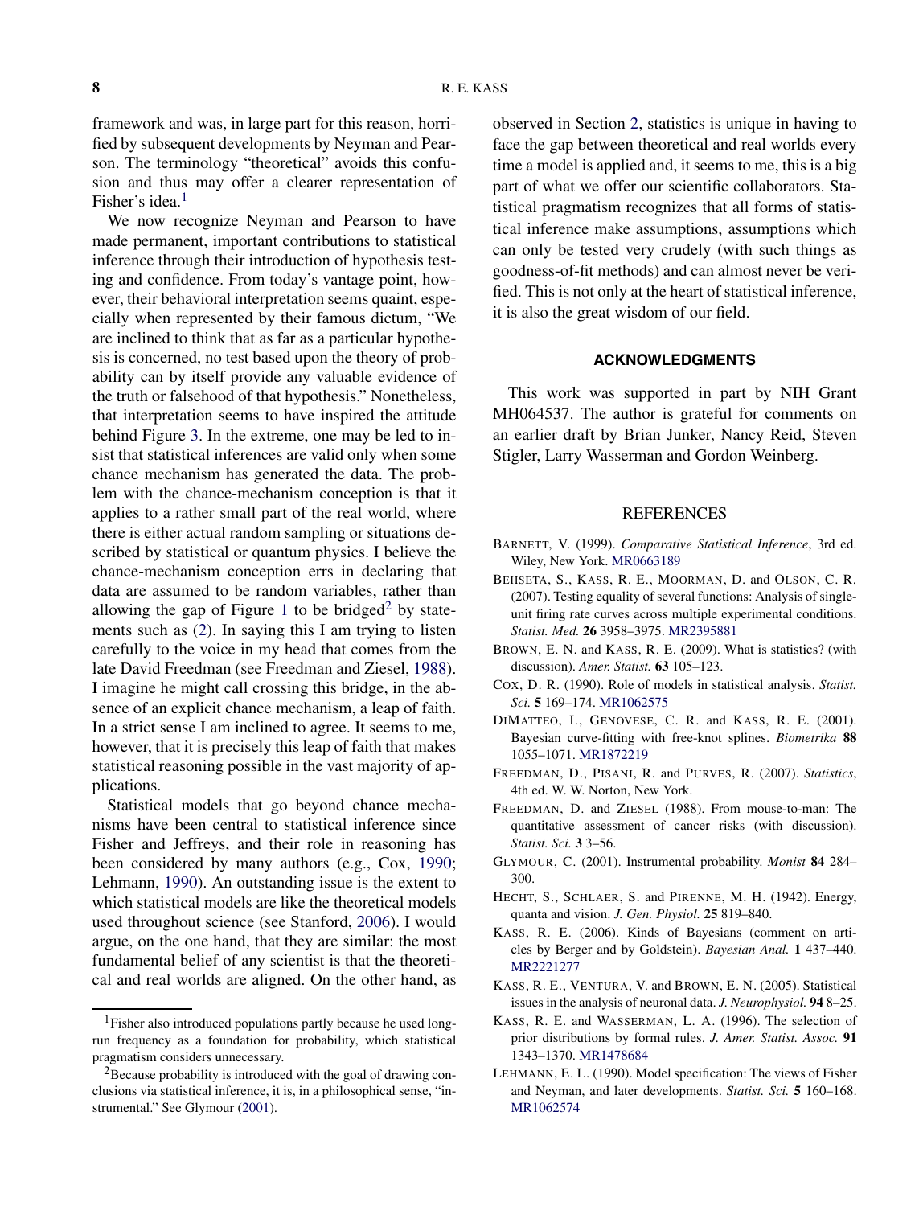framework and was, in large part for this reason, horrified by subsequent developments by Neyman and Pearson. The terminology "theoretical" avoids this confusion and thus may offer a clearer representation of Fisher's idea.[1]

We now recognize Neyman and Pearson to have made permanent, important contributions to statistical inference through their introduction of hypothesis testing and confidence. From today's vantage point, however, their behavioral interpretation seems quaint, especially when represented by their famous dictum, "We are inclined to think that as far as a particular hypothesis is concerned, no test based upon the theory of probability can by itself provide any valuable evidence of the truth or falsehood of that hypothesis." Nonetheless, that interpretation seems to have inspired the attitude behind Figure 3. In the extreme, one may be led to insist that statistical inferences are valid only when some chance mechanism has generated the data. The problem with the chance-mechanism conception is that it applies to a rather small part of the real world, where there is either actual random sampling or situations described by statistical or quantum physics. I believe the chance-mechanism conception errs in declaring that data are assumed to be random variables, rather than allowing the gap of Figure 1 to be bridged[2] by statements such as (2). In saying this I am trying to listen carefully to the voice in my head that comes from the late David Freedman (see Freedman and Ziesel, 1988). I imagine he might call crossing this bridge, in the absence of an explicit chance mechanism, a leap of faith. In a strict sense I am inclined to agree. It seems to me, however, that it is precisely this leap of faith that makes statistical reasoning possible in the vast majority of applications.

Statistical models that go beyond chance mechanisms have been central to statistical inference since Fisher and Jeffreys, and their role in reasoning has been considered by many authors (e.g., Cox, 1990; Lehmann, 1990). An outstanding issue is the extent to which statistical models are like the theoretical models used throughout science (see Stanford, 2006). I would argue, on the one hand, that they are similar: the most fundamental belief of any scientist is that the theoretical and real worlds are aligned. On the other hand, as observed in Section 2, statistics is unique in having to face the gap between theoretical and real worlds every time a model is applied and, it seems to me, this is a big part of what we offer our scientific collaborators. Statistical pragmatism recognizes that all forms of statistical inference make assumptions, assumptions which can only be tested very crudely (with such things as goodness-of-fit methods) and can almost never be verified. This is not only at the heart of statistical inference, it is also the great wisdom of our field.

[1]Fisher also introduced populations partly because he used long-run frequency as a foundation for probability, which statistical pragmatism considers unnecessary.

[2]Because probability is introduced with the goal of drawing conclusions via statistical inference, it is, in a philosophical sense, "instrumental." See Glymour (2001).

## ACKNOWLEDGMENTS

This work was supported in part by NIH Grant MH064537. The author is grateful for comments on an earlier draft by Brian Junker, Nancy Reid, Steven Stigler, Larry Wasserman and Gordon Weinberg.

## REFERENCES

BARNETT, V. (1999). *Comparative Statistical Inference*, 3rd ed. Wiley, New York. MR0663189

BEHSETA, S., KASS, R. E., MOORMAN, D. and OLSON, C. R. (2007). Testing equality of several functions: Analysis of single-unit firing rate curves across multiple experimental conditions. *Statist. Med.* **26** 3958–3975. MR2395881

BROWN, E. N. and KASS, R. E. (2009). What is statistics? (with discussion). *Amer. Statist.* **63** 105–123.

COX, D. R. (1990). Role of models in statistical analysis. *Statist. Sci.* **5** 169–174. MR1062575

DIMATTEO, I., GENOVESE, C. R. and KASS, R. E. (2001). Bayesian curve-fitting with free-knot splines. *Biometrika* **88** 1055–1071. MR1872219

FREEDMAN, D., PISANI, R. and PURVES, R. (2007). *Statistics*, 4th ed. W. W. Norton, New York.

FREEDMAN, D. and ZIESEL (1988). From mouse-to-man: The quantitative assessment of cancer risks (with discussion). *Statist. Sci.* **3** 3–56.

GLYMOUR, C. (2001). Instrumental probability. *Monist* **84** 284–300.

HECHT, S., SCHLAER, S. and PIRENNE, M. H. (1942). Energy, quanta and vision. *J. Gen. Physiol.* **25** 819–840.

KASS, R. E. (2006). Kinds of Bayesians (comment on articles by Berger and by Goldstein). *Bayesian Anal.* **1** 437–440. MR2221277

KASS, R. E., VENTURA, V. and BROWN, E. N. (2005). Statistical issues in the analysis of neuronal data. *J. Neurophysiol.* **94** 8–25.

KASS, R. E. and WASSERMAN, L. A. (1996). The selection of prior distributions by formal rules. *J. Amer. Statist. Assoc.* **91** 1343–1370. MR1478684

LEHMANN, E. L. (1990). Model specification: The views of Fisher and Neyman, and later developments. *Statist. Sci.* **5** 160–168. MR1062574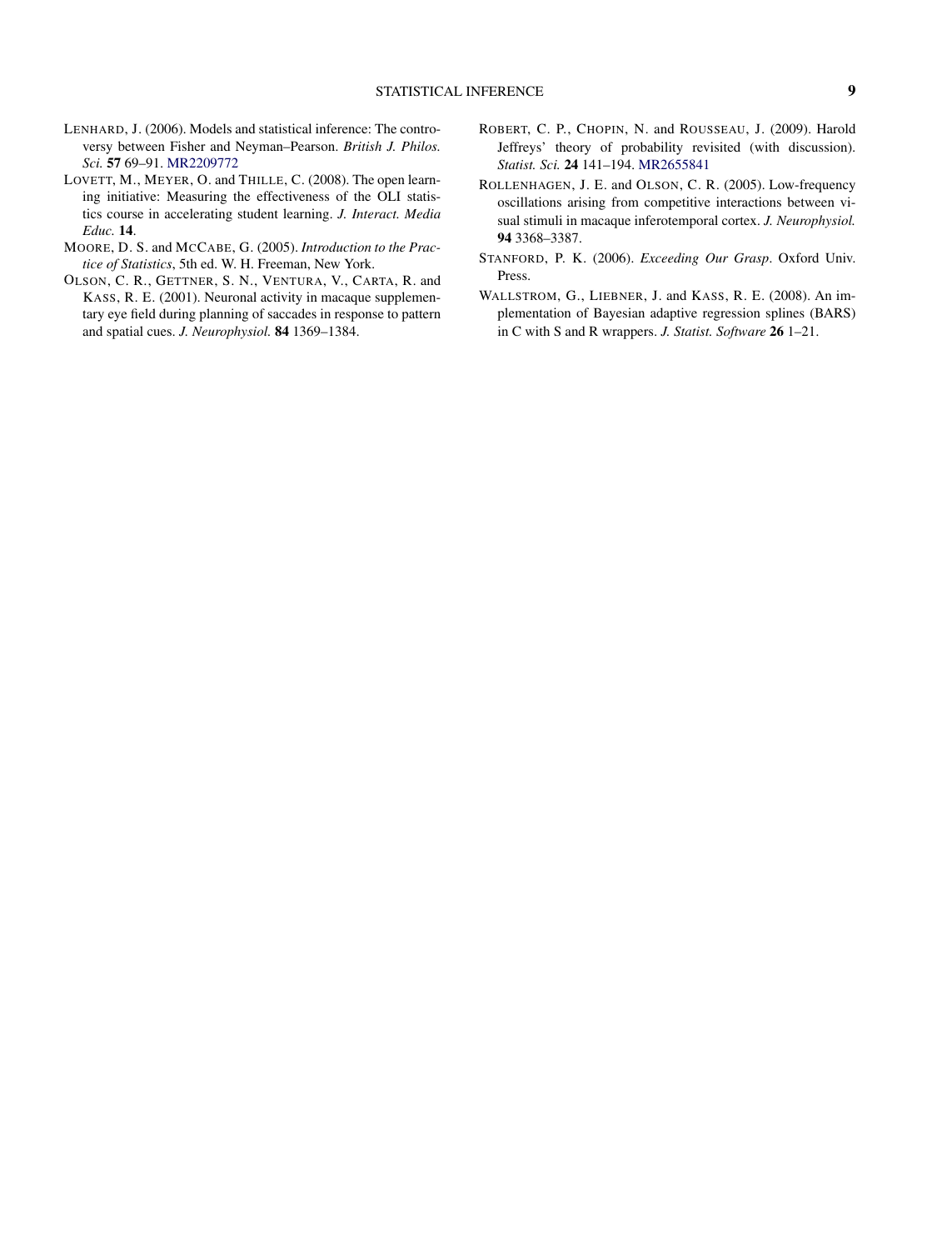LENHARD, J. (2006). Models and statistical inference: The controversy between Fisher and Neyman–Pearson. *British J. Philos. Sci.* **57** 69–91. MR2209772

LOVETT, M., MEYER, O. and THILLE, C. (2008). The open learning initiative: Measuring the effectiveness of the OLI statistics course in accelerating student learning. *J. Interact. Media Educ.* **14**.

MOORE, D. S. and MCCABE, G. (2005). *Introduction to the Practice of Statistics*, 5th ed. W. H. Freeman, New York.

OLSON, C. R., GETTNER, S. N., VENTURA, V., CARTA, R. and KASS, R. E. (2001). Neuronal activity in macaque supplementary eye field during planning of saccades in response to pattern and spatial cues. *J. Neurophysiol.* **84** 1369–1384.

ROBERT, C. P., CHOPIN, N. and ROUSSEAU, J. (2009). Harold Jeffreys' theory of probability revisited (with discussion). *Statist. Sci.* **24** 141–194. MR2655841

ROLLENHAGEN, J. E. and OLSON, C. R. (2005). Low-frequency oscillations arising from competitive interactions between visual stimuli in macaque inferotemporal cortex. *J. Neurophysiol.* **94** 3368–3387.

STANFORD, P. K. (2006). *Exceeding Our Grasp*. Oxford Univ. Press.

WALLSTROM, G., LIEBNER, J. and KASS, R. E. (2008). An implementation of Bayesian adaptive regression splines (BARS) in C with S and R wrappers. *J. Statist. Software* **26** 1–21.